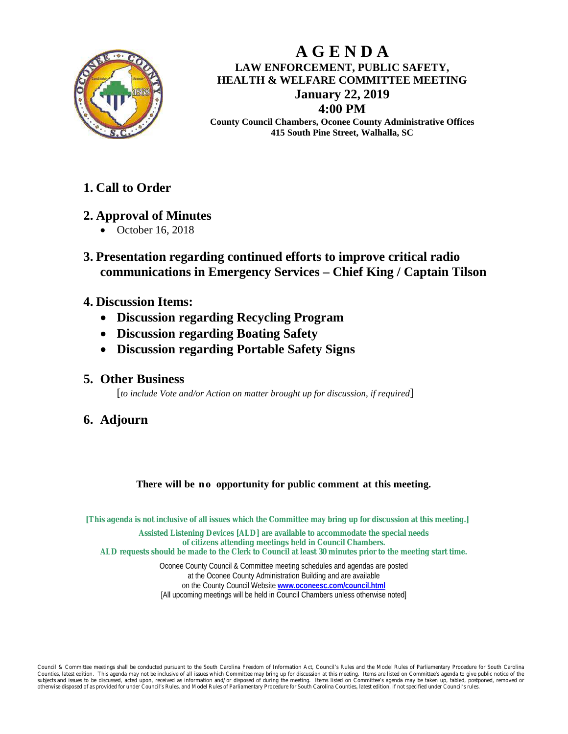# AGENDA

## LAW ENFORCEMENT, PUBLIC SAFETY, HEALTH & WELFARE COMMITTEE MEETING

**January 22, 2019**

**4:00 PM**

**County Council Chambers, Oconee County Administrative Offices**
**415 South Pine Street, Walhalla, SC**

## 1. Call to Order

## 2. Approval of Minutes

- October 16, 2018

## 3. Presentation regarding continued efforts to improve critical radio communications in Emergency Services – Chief King / Captain Tilson

## 4. Discussion Items:

- **Discussion regarding Recycling Program**
- **Discussion regarding Boating Safety**
- **Discussion regarding Portable Safety Signs**

## 5. Other Business

[*to include Vote and/or Action on matter brought up for discussion, if required*]

## 6. Adjourn

**There will be no opportunity for public comment at this meeting.**

**[This agenda is not inclusive of all issues which the Committee may bring up for discussion at this meeting.]**

**Assisted Listening Devices [ALD] are available to accommodate the special needs of citizens attending meetings held in Council Chambers.**
**ALD requests should be made to the Clerk to Council at least 30 minutes prior to the meeting start time.**

Oconee County Council & Committee meeting schedules and agendas are posted at the Oconee County Administration Building and are available on the County Council Website **www.oconeesc.com/council.html**
[All upcoming meetings will be held in Council Chambers unless otherwise noted]

Council & Committee meetings shall be conducted pursuant to the South Carolina Freedom of Information Act, Council's Rules and the Model Rules of Parliamentary Procedure for South Carolina Counties, latest edition. This agenda may not be inclusive of all issues which Committee may bring up for discussion at this meeting. Items are listed on Committee's agenda to give public notice of the subjects and issues to be discussed, acted upon, received as information and/or disposed of during the meeting. Items listed on Committee's agenda may be taken up, tabled, postponed, removed or otherwise disposed of as provided for under Council's Rules, and Model Rules of Parliamentary Procedure for South Carolina Counties, latest edition, if not specified under Council's rules.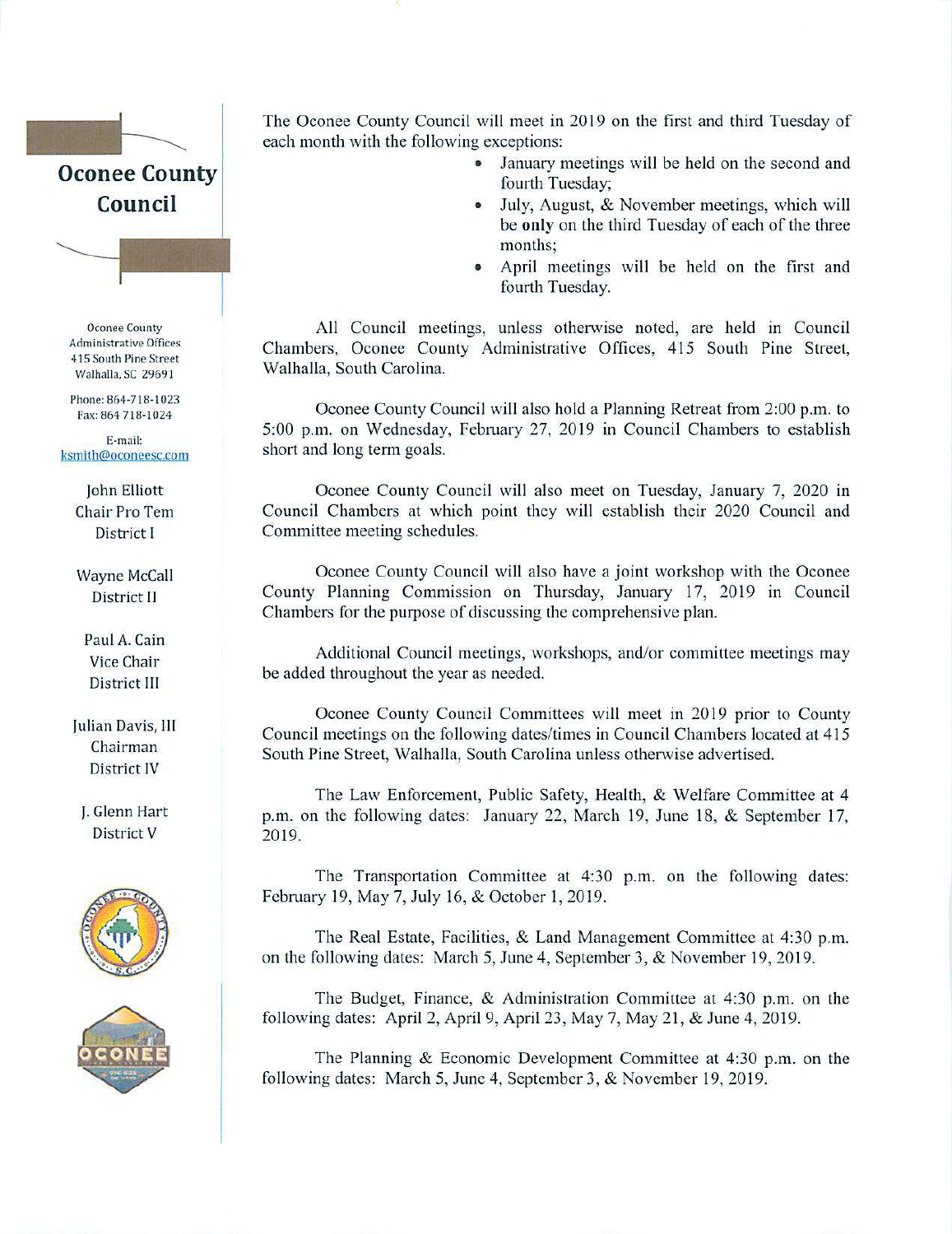# Oconee County Council

Oconee County Administrative Offices
415 South Pine Street
Walhalla, SC 29691

Phone: 864-718-1023
Fax: 864 718-1024

E-mail:
ksmith@oconeesc.com

John Elliott
Chair Pro Tem
District I

Wayne McCall
District II

Paul A. Cain
Vice Chair
District III

Julian Davis, III
Chairman
District IV

J. Glenn Hart
District V

The Oconee County Council will meet in 2019 on the first and third Tuesday of each month with the following exceptions:

- January meetings will be held on the second and fourth Tuesday;
- July, August, & November meetings, which will be **only** on the third Tuesday of each of the three months;
- April meetings will be held on the first and fourth Tuesday.

All Council meetings, unless otherwise noted, are held in Council Chambers, Oconee County Administrative Offices, 415 South Pine Street, Walhalla, South Carolina.

Oconee County Council will also hold a Planning Retreat from 2:00 p.m. to 5:00 p.m. on Wednesday, February 27, 2019 in Council Chambers to establish short and long term goals.

Oconee County Council will also meet on Tuesday, January 7, 2020 in Council Chambers at which point they will establish their 2020 Council and Committee meeting schedules.

Oconee County Council will also have a joint workshop with the Oconee County Planning Commission on Thursday, January 17, 2019 in Council Chambers for the purpose of discussing the comprehensive plan.

Additional Council meetings, workshops, and/or committee meetings may be added throughout the year as needed.

Oconee County Council Committees will meet in 2019 prior to County Council meetings on the following dates/times in Council Chambers located at 415 South Pine Street, Walhalla, South Carolina unless otherwise advertised.

The Law Enforcement, Public Safety, Health, & Welfare Committee at 4 p.m. on the following dates: January 22, March 19, June 18, & September 17, 2019.

The Transportation Committee at 4:30 p.m. on the following dates: February 19, May 7, July 16, & October 1, 2019.

The Real Estate, Facilities, & Land Management Committee at 4:30 p.m. on the following dates: March 5, June 4, September 3, & November 19, 2019.

The Budget, Finance, & Administration Committee at 4:30 p.m. on the following dates: April 2, April 9, April 23, May 7, May 21, & June 4, 2019.

The Planning & Economic Development Committee at 4:30 p.m. on the following dates: March 5, June 4, September 3, & November 19, 2019.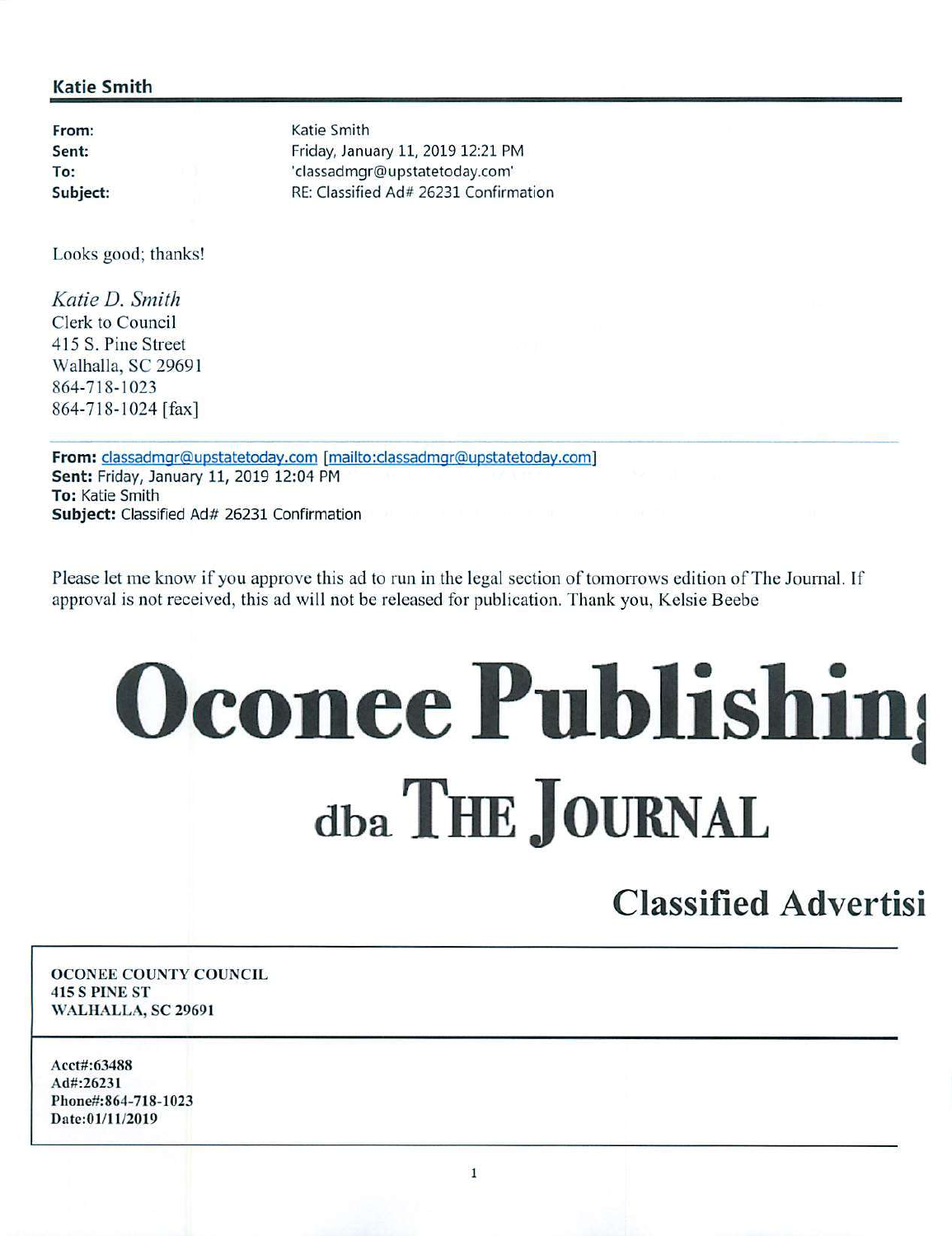**Katie Smith**

**From:** Katie Smith
**Sent:** Friday, January 11, 2019 12:21 PM
**To:** 'classadmgr@upstatetoday.com'
**Subject:** RE: Classified Ad# 26231 Confirmation

Looks good; thanks!

*Katie D. Smith*
Clerk to Council
415 S. Pine Street
Walhalla, SC 29691
864-718-1023
864-718-1024 [fax]

---

**From:** classadmgr@upstatetoday.com [mailto:classadmgr@upstatetoday.com]
**Sent:** Friday, January 11, 2019 12:04 PM
**To:** Katie Smith
**Subject:** Classified Ad# 26231 Confirmation

Please let me know if you approve this ad to run in the legal section of tomorrows edition of The Journal. If approval is not received, this ad will not be released for publication. Thank you, Kelsie Beebe

# Oconee Publishin

## dba THE JOURNAL

## Classified Advertisi

**OCONEE COUNTY COUNCIL**
**415 S PINE ST**
**WALHALLA, SC 29691**

**Acct#:63488**
**Ad#:26231**
**Phone#:864-718-1023**
**Date:01/11/2019**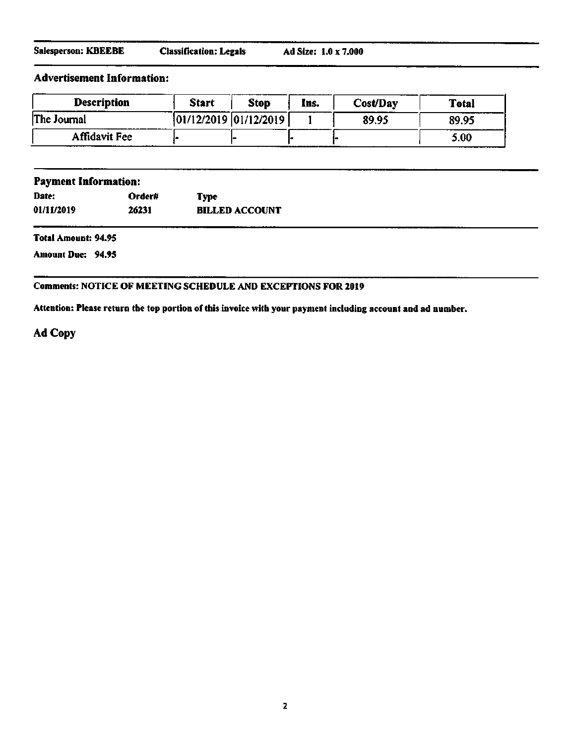**Salesperson: KBEEBE** **Classification: Legals** **Ad Size: 1.0 x 7.000**

## Advertisement Information:

| Description | Start | Stop | Ins. | Cost/Day | Total |
|---|---|---|---|---|---|
| The Journal | 01/12/2019 | 01/12/2019 | 1 | 89.95 | 89.95 |
| Affidavit Fee | - | - | - | - | 5.00 |

## Payment Information:

| Date: | Order# | Type |
|---|---|---|
| 01/11/2019 | 26231 | BILLED ACCOUNT |

**Total Amount: 94.95**

**Amount Due: 94.95**

**Comments: NOTICE OF MEETING SCHEDULE AND EXCEPTIONS FOR 2019**

**Attention: Please return the top portion of this invoice with your payment including account and ad number.**

## Ad Copy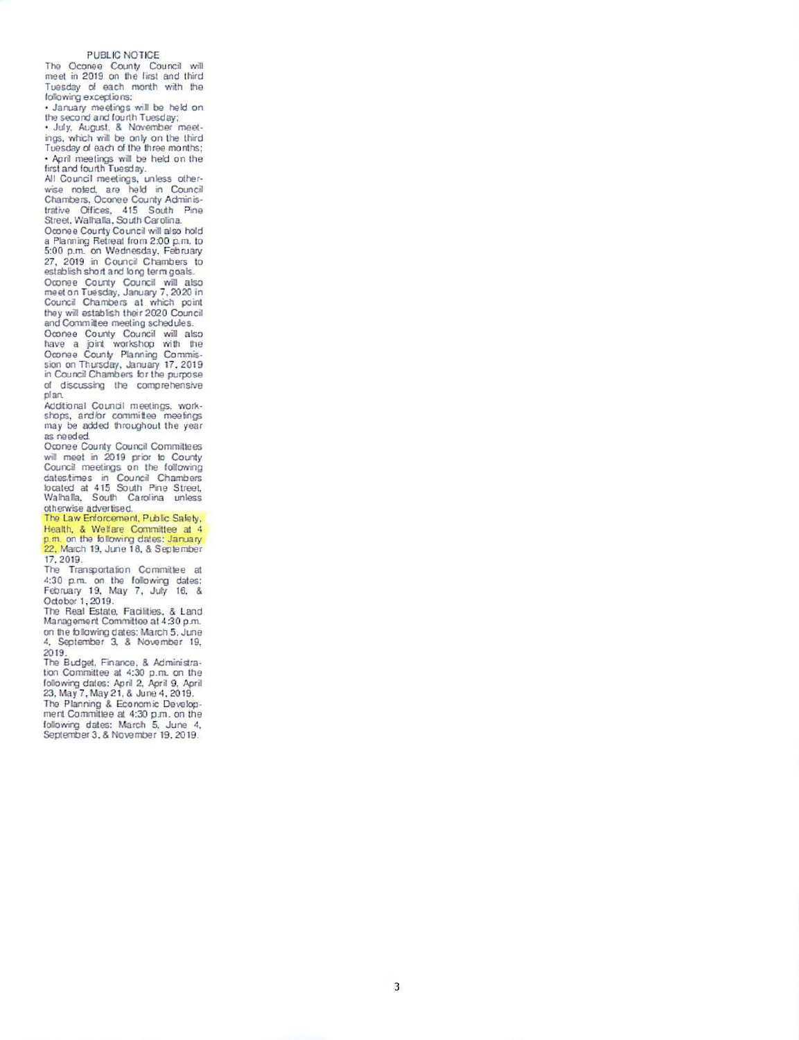PUBLIC NOTICE

The Oconee County Council will meet in 2019 on the first and third Tuesday of each month with the following exceptions:

- January meetings will be held on the second and fourth Tuesday;
- July, August, & November meetings, which will be only on the third Tuesday of each of the three months;
- April meetings will be held on the first and fourth Tuesday.

All Council meetings, unless otherwise noted, are held in Council Chambers, Oconee County Administrative Offices, 415 South Pine Street, Walhalla, South Carolina.

Oconee County Council will also hold a Planning Retreat from 2:00 p.m. to 5:00 p.m. on Wednesday, February 27, 2019 in Council Chambers to establish short and long term goals.

Oconee County Council will also meet on Tuesday, January 7, 2020 in Council Chambers at which point they will establish their 2020 Council and Committee meeting schedules.

Oconee County Council will also have a joint workshop with the Oconee County Planning Commission on Thursday, January 17, 2019 in Council Chambers for the purpose of discussing the comprehensive plan.

Additional Council meetings, workshops, and/or committee meetings may be added throughout the year as needed.

Oconee County Council Committees will meet in 2019 prior to County Council meetings on the following dates/times in Council Chambers located at 415 South Pine Street, Walhalla, South Carolina unless otherwise advertised.

The Law Enforcement, Public Safety, Health, & Welfare Committee at 4 p.m. on the following dates: January 22, March 19, June 18, & September 17, 2019.

The Transportation Committee at 4:30 p.m. on the following dates: February 19, May 7, July 16, & October 1, 2019.

The Real Estate, Facilities, & Land Management Committee at 4:30 p.m. on the following dates: March 5, June 4, September 3, & November 19, 2019.

The Budget, Finance, & Administration Committee at 4:30 p.m. on the following dates: April 2, April 9, April 23, May 7, May 21, & June 4, 2019.

The Planning & Economic Development Committee at 4:30 p.m. on the following dates: March 5, June 4, September 3, & November 19, 2019.